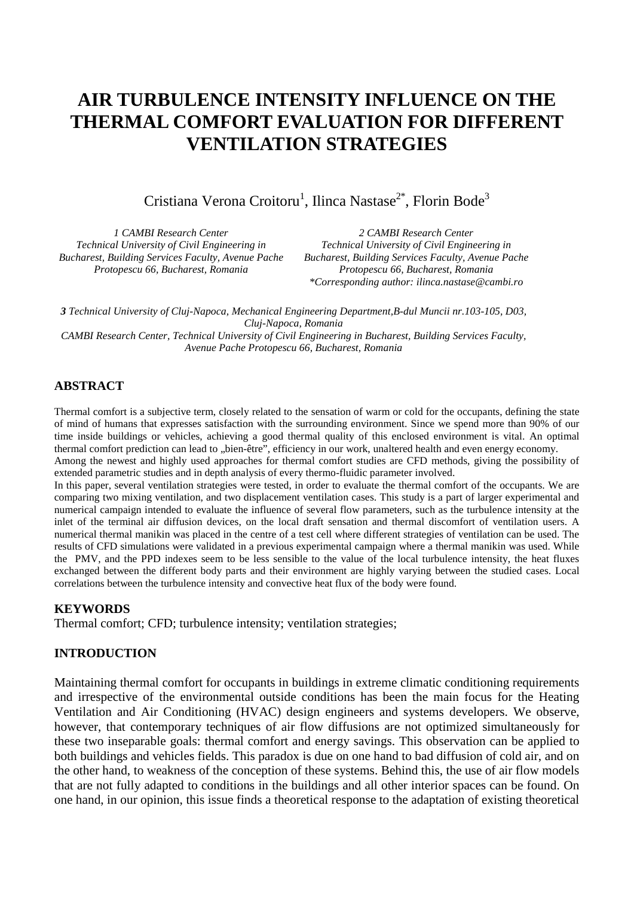# AIR TURBULENCE INTENSITY INFLUENCE ON THE THERMAL COMFORT EVALUATION FOR DIFFERENT VENTILATION STRATEGIES

Cristiana Verona Croitoru[1], Ilinca Nastase[2*], Florin Bode[3]

*1 CAMBI Research Center*
*Technical University of Civil Engineering in Bucharest, Building Services Faculty, Avenue Pache Protopescu 66, Bucharest, Romania*

*2 CAMBI Research Center*
*Technical University of Civil Engineering in Bucharest, Building Services Faculty, Avenue Pache Protopescu 66, Bucharest, Romania*
*\*Corresponding author: ilinca.nastase@cambi.ro*

***3** Technical University of Cluj-Napoca, Mechanical Engineering Department,B-dul Muncii nr.103-105, D03, Cluj-Napoca, Romania*
*CAMBI Research Center, Technical University of Civil Engineering in Bucharest, Building Services Faculty, Avenue Pache Protopescu 66, Bucharest, Romania*

## ABSTRACT

Thermal comfort is a subjective term, closely related to the sensation of warm or cold for the occupants, defining the state of mind of humans that expresses satisfaction with the surrounding environment. Since we spend more than 90% of our time inside buildings or vehicles, achieving a good thermal quality of this enclosed environment is vital. An optimal thermal comfort prediction can lead to „bien-être", efficiency in our work, unaltered health and even energy economy.

Among the newest and highly used approaches for thermal comfort studies are CFD methods, giving the possibility of extended parametric studies and in depth analysis of every thermo-fluidic parameter involved.

In this paper, several ventilation strategies were tested, in order to evaluate the thermal comfort of the occupants. We are comparing two mixing ventilation, and two displacement ventilation cases. This study is a part of larger experimental and numerical campaign intended to evaluate the influence of several flow parameters, such as the turbulence intensity at the inlet of the terminal air diffusion devices, on the local draft sensation and thermal discomfort of ventilation users. A numerical thermal manikin was placed in the centre of a test cell where different strategies of ventilation can be used. The results of CFD simulations were validated in a previous experimental campaign where a thermal manikin was used. While the PMV, and the PPD indexes seem to be less sensible to the value of the local turbulence intensity, the heat fluxes exchanged between the different body parts and their environment are highly varying between the studied cases. Local correlations between the turbulence intensity and convective heat flux of the body were found.

## KEYWORDS

Thermal comfort; CFD; turbulence intensity; ventilation strategies;

## INTRODUCTION

Maintaining thermal comfort for occupants in buildings in extreme climatic conditioning requirements and irrespective of the environmental outside conditions has been the main focus for the Heating Ventilation and Air Conditioning (HVAC) design engineers and systems developers. We observe, however, that contemporary techniques of air flow diffusions are not optimized simultaneously for these two inseparable goals: thermal comfort and energy savings. This observation can be applied to both buildings and vehicles fields. This paradox is due on one hand to bad diffusion of cold air, and on the other hand, to weakness of the conception of these systems. Behind this, the use of air flow models that are not fully adapted to conditions in the buildings and all other interior spaces can be found. On one hand, in our opinion, this issue finds a theoretical response to the adaptation of existing theoretical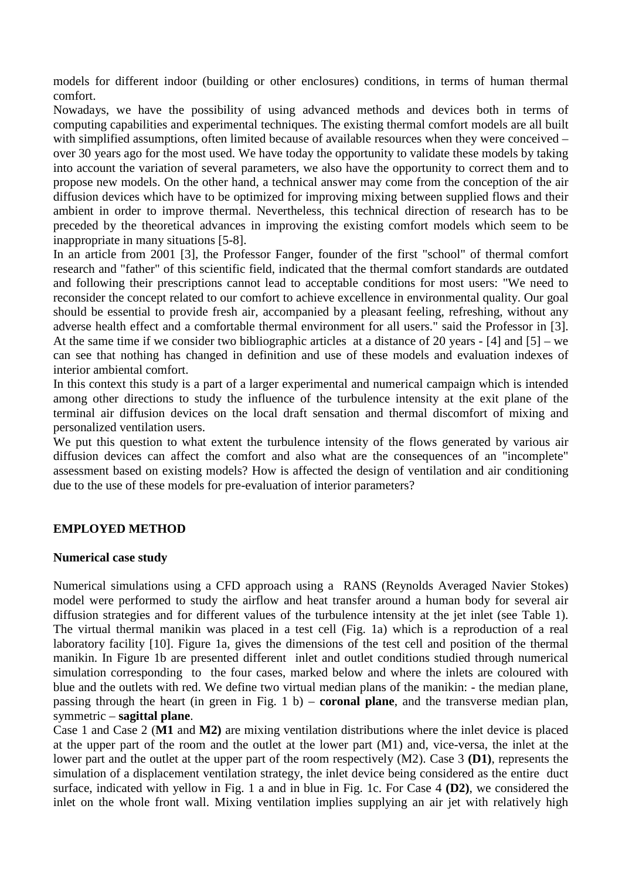models for different indoor (building or other enclosures) conditions, in terms of human thermal comfort.

Nowadays, we have the possibility of using advanced methods and devices both in terms of computing capabilities and experimental techniques. The existing thermal comfort models are all built with simplified assumptions, often limited because of available resources when they were conceived – over 30 years ago for the most used. We have today the opportunity to validate these models by taking into account the variation of several parameters, we also have the opportunity to correct them and to propose new models. On the other hand, a technical answer may come from the conception of the air diffusion devices which have to be optimized for improving mixing between supplied flows and their ambient in order to improve thermal. Nevertheless, this technical direction of research has to be preceded by the theoretical advances in improving the existing comfort models which seem to be inappropriate in many situations [5-8].

In an article from 2001 [3], the Professor Fanger, founder of the first "school" of thermal comfort research and "father" of this scientific field, indicated that the thermal comfort standards are outdated and following their prescriptions cannot lead to acceptable conditions for most users: "We need to reconsider the concept related to our comfort to achieve excellence in environmental quality. Our goal should be essential to provide fresh air, accompanied by a pleasant feeling, refreshing, without any adverse health effect and a comfortable thermal environment for all users." said the Professor in [3]. At the same time if we consider two bibliographic articles at a distance of 20 years - [4] and [5] – we can see that nothing has changed in definition and use of these models and evaluation indexes of interior ambiental comfort.

In this context this study is a part of a larger experimental and numerical campaign which is intended among other directions to study the influence of the turbulence intensity at the exit plane of the terminal air diffusion devices on the local draft sensation and thermal discomfort of mixing and personalized ventilation users.

We put this question to what extent the turbulence intensity of the flows generated by various air diffusion devices can affect the comfort and also what are the consequences of an "incomplete" assessment based on existing models? How is affected the design of ventilation and air conditioning due to the use of these models for pre-evaluation of interior parameters?

## EMPLOYED METHOD

### Numerical case study

Numerical simulations using a CFD approach using a RANS (Reynolds Averaged Navier Stokes) model were performed to study the airflow and heat transfer around a human body for several air diffusion strategies and for different values of the turbulence intensity at the jet inlet (see Table 1). The virtual thermal manikin was placed in a test cell (Fig. 1a) which is a reproduction of a real laboratory facility [10]. Figure 1a, gives the dimensions of the test cell and position of the thermal manikin. In Figure 1b are presented different inlet and outlet conditions studied through numerical simulation corresponding to the four cases, marked below and where the inlets are coloured with blue and the outlets with red. We define two virtual median plans of the manikin: - the median plane, passing through the heart (in green in Fig. 1 b) – **coronal plane**, and the transverse median plan, symmetric – **sagittal plane**.

Case 1 and Case 2 (**M1** and **M2)** are mixing ventilation distributions where the inlet device is placed at the upper part of the room and the outlet at the lower part (M1) and, vice-versa, the inlet at the lower part and the outlet at the upper part of the room respectively (M2). Case 3 **(D1)**, represents the simulation of a displacement ventilation strategy, the inlet device being considered as the entire duct surface, indicated with yellow in Fig. 1 a and in blue in Fig. 1c. For Case 4 **(D2)**, we considered the inlet on the whole front wall. Mixing ventilation implies supplying an air jet with relatively high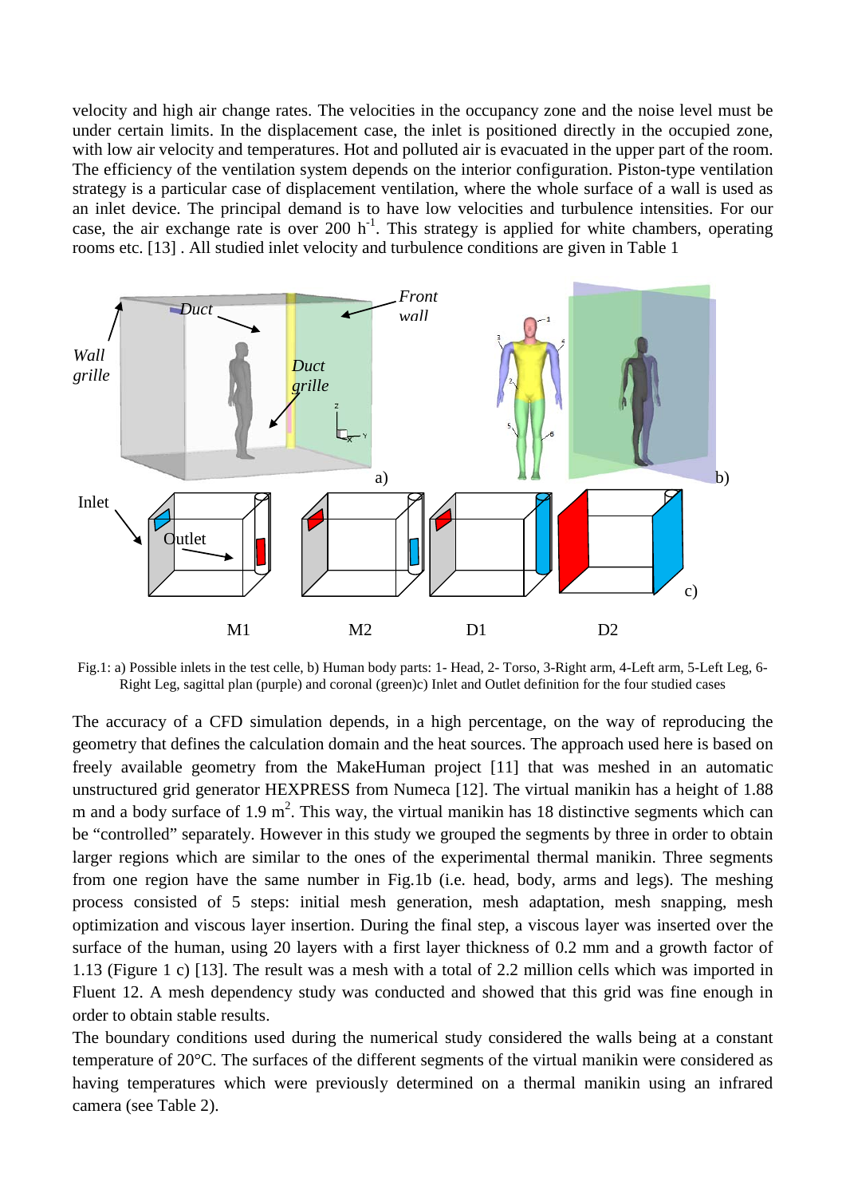velocity and high air change rates. The velocities in the occupancy zone and the noise level must be under certain limits. In the displacement case, the inlet is positioned directly in the occupied zone, with low air velocity and temperatures. Hot and polluted air is evacuated in the upper part of the room. The efficiency of the ventilation system depends on the interior configuration. Piston-type ventilation strategy is a particular case of displacement ventilation, where the whole surface of a wall is used as an inlet device. The principal demand is to have low velocities and turbulence intensities. For our case, the air exchange rate is over 200 $h^{-1}$. This strategy is applied for white chambers, operating rooms etc. [13] . All studied inlet velocity and turbulence conditions are given in Table 1

Fig.1: a) Possible inlets in the test celle, b) Human body parts: 1- Head, 2- Torso, 3-Right arm, 4-Left arm, 5-Left Leg, 6-Right Leg, sagittal plan (purple) and coronal (green)c) Inlet and Outlet definition for the four studied cases

The accuracy of a CFD simulation depends, in a high percentage, on the way of reproducing the geometry that defines the calculation domain and the heat sources. The approach used here is based on freely available geometry from the MakeHuman project [11] that was meshed in an automatic unstructured grid generator HEXPRESS from Numeca [12]. The virtual manikin has a height of 1.88 m and a body surface of 1.9 $m^2$. This way, the virtual manikin has 18 distinctive segments which can be "controlled" separately. However in this study we grouped the segments by three in order to obtain larger regions which are similar to the ones of the experimental thermal manikin. Three segments from one region have the same number in Fig.1b (i.e. head, body, arms and legs). The meshing process consisted of 5 steps: initial mesh generation, mesh adaptation, mesh snapping, mesh optimization and viscous layer insertion. During the final step, a viscous layer was inserted over the surface of the human, using 20 layers with a first layer thickness of 0.2 mm and a growth factor of 1.13 (Figure 1 c) [13]. The result was a mesh with a total of 2.2 million cells which was imported in Fluent 12. A mesh dependency study was conducted and showed that this grid was fine enough in order to obtain stable results.

The boundary conditions used during the numerical study considered the walls being at a constant temperature of 20°C. The surfaces of the different segments of the virtual manikin were considered as having temperatures which were previously determined on a thermal manikin using an infrared camera (see Table 2).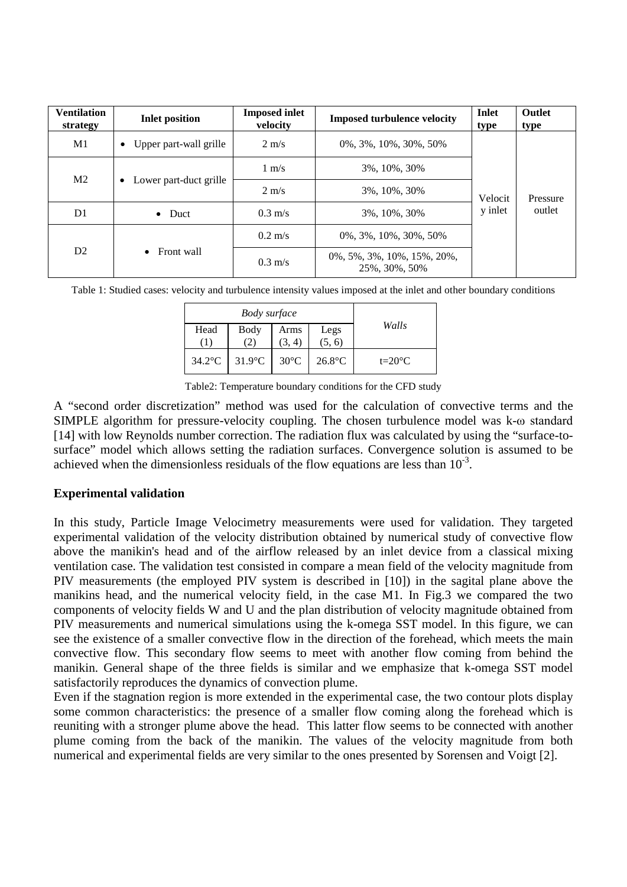| Ventilation strategy | Inlet position | Imposed inlet velocity | Imposed turbulence velocity | Inlet type | Outlet type |
|---|---|---|---|---|---|
| M1 | • Upper part-wall grille | 2 m/s | 0%, 3%, 10%, 30%, 50% | Velocity inlet | Pressure outlet |
| M2 | • Lower part-duct grille | 1 m/s | 3%, 10%, 30% | | |
| | | 2 m/s | 3%, 10%, 30% | | |
| D1 | • Duct | 0.3 m/s | 3%, 10%, 30% | | |
| D2 | • Front wall | 0.2 m/s | 0%, 3%, 10%, 30%, 50% | | |
| | | 0.3 m/s | 0%, 5%, 3%, 10%, 15%, 20%, 25%, 30%, 50% | | |

Table 1: Studied cases: velocity and turbulence intensity values imposed at the inlet and other boundary conditions

| *Body surface* | | | | *Walls* |
|---|---|---|---|---|
| Head (1) | Body (2) | Arms (3, 4) | Legs (5, 6) | |
| 34.2°C | 31.9°C | 30°C | 26.8°C | t=20°C |

Table2: Temperature boundary conditions for the CFD study

A "second order discretization" method was used for the calculation of convective terms and the SIMPLE algorithm for pressure-velocity coupling. The chosen turbulence model was k-ω standard [14] with low Reynolds number correction. The radiation flux was calculated by using the "surface-to-surface" model which allows setting the radiation surfaces. Convergence solution is assumed to be achieved when the dimensionless residuals of the flow equations are less than $10^{-3}$.

## Experimental validation

In this study, Particle Image Velocimetry measurements were used for validation. They targeted experimental validation of the velocity distribution obtained by numerical study of convective flow above the manikin's head and of the airflow released by an inlet device from a classical mixing ventilation case. The validation test consisted in compare a mean field of the velocity magnitude from PIV measurements (the employed PIV system is described in [10]) in the sagital plane above the manikins head, and the numerical velocity field, in the case M1. In Fig.3 we compared the two components of velocity fields W and U and the plan distribution of velocity magnitude obtained from PIV measurements and numerical simulations using the k-omega SST model. In this figure, we can see the existence of a smaller convective flow in the direction of the forehead, which meets the main convective flow. This secondary flow seems to meet with another flow coming from behind the manikin. General shape of the three fields is similar and we emphasize that k-omega SST model satisfactorily reproduces the dynamics of convection plume.

Even if the stagnation region is more extended in the experimental case, the two contour plots display some common characteristics: the presence of a smaller flow coming along the forehead which is reuniting with a stronger plume above the head. This latter flow seems to be connected with another plume coming from the back of the manikin. The values of the velocity magnitude from both numerical and experimental fields are very similar to the ones presented by Sorensen and Voigt [2].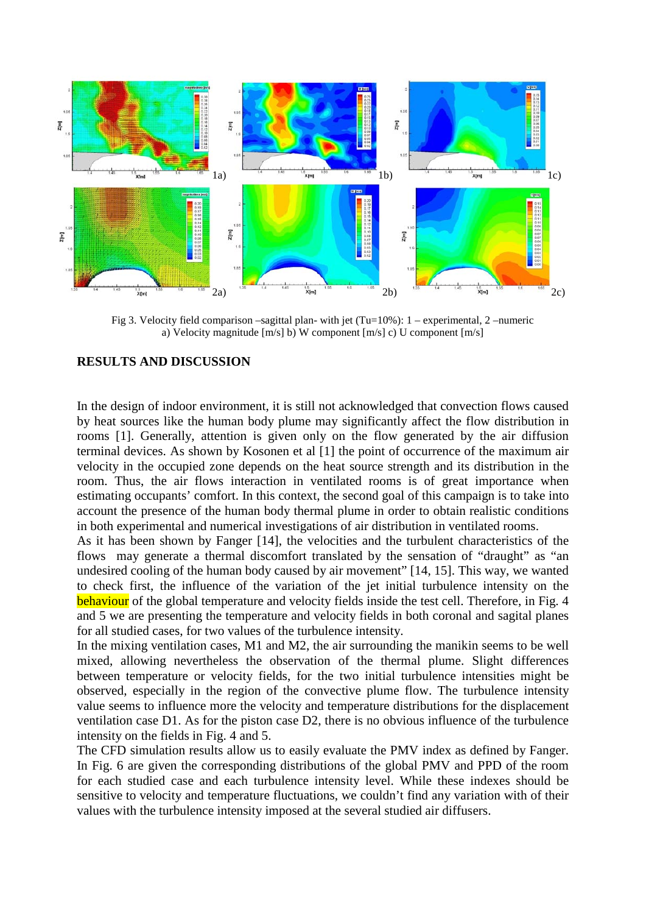Fig 3. Velocity field comparison –sagittal plan- with jet (Tu=10%): 1 – experimental, 2 –numeric
a) Velocity magnitude [m/s] b) W component [m/s] c) U component [m/s]

## RESULTS AND DISCUSSION

In the design of indoor environment, it is still not acknowledged that convection flows caused by heat sources like the human body plume may significantly affect the flow distribution in rooms [1]. Generally, attention is given only on the flow generated by the air diffusion terminal devices. As shown by Kosonen et al [1] the point of occurrence of the maximum air velocity in the occupied zone depends on the heat source strength and its distribution in the room. Thus, the air flows interaction in ventilated rooms is of great importance when estimating occupants' comfort. In this context, the second goal of this campaign is to take into account the presence of the human body thermal plume in order to obtain realistic conditions in both experimental and numerical investigations of air distribution in ventilated rooms.
As it has been shown by Fanger [14], the velocities and the turbulent characteristics of the flows may generate a thermal discomfort translated by the sensation of "draught" as "an undesired cooling of the human body caused by air movement" [14, 15]. This way, we wanted to check first, the influence of the variation of the jet initial turbulence intensity on the behaviour of the global temperature and velocity fields inside the test cell. Therefore, in Fig. 4 and 5 we are presenting the temperature and velocity fields in both coronal and sagital planes for all studied cases, for two values of the turbulence intensity.
In the mixing ventilation cases, M1 and M2, the air surrounding the manikin seems to be well mixed, allowing nevertheless the observation of the thermal plume. Slight differences between temperature or velocity fields, for the two initial turbulence intensities might be observed, especially in the region of the convective plume flow. The turbulence intensity value seems to influence more the velocity and temperature distributions for the displacement ventilation case D1. As for the piston case D2, there is no obvious influence of the turbulence intensity on the fields in Fig. 4 and 5.
The CFD simulation results allow us to easily evaluate the PMV index as defined by Fanger. In Fig. 6 are given the corresponding distributions of the global PMV and PPD of the room for each studied case and each turbulence intensity level. While these indexes should be sensitive to velocity and temperature fluctuations, we couldn't find any variation with of their values with the turbulence intensity imposed at the several studied air diffusers.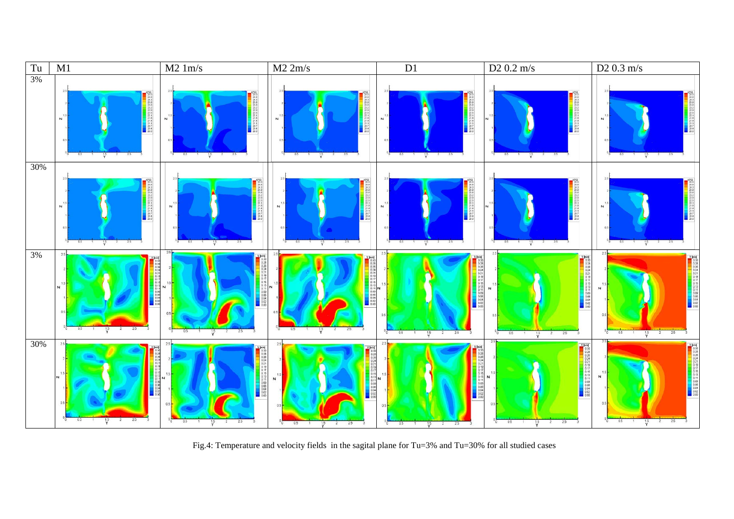| Tu | M1 | M2 1m/s | M2 2m/s | D1 | D2 0.2 m/s | D2 0.3 m/s |
|---|---|---|---|---|---|---|
| 3% | | | | | | |
| 30% | | | | | | |
| 3% | | | | | | |
| 30% | | | | | | |

Fig.4: Temperature and velocity fields in the sagital plane for Tu=3% and Tu=30% for all studied cases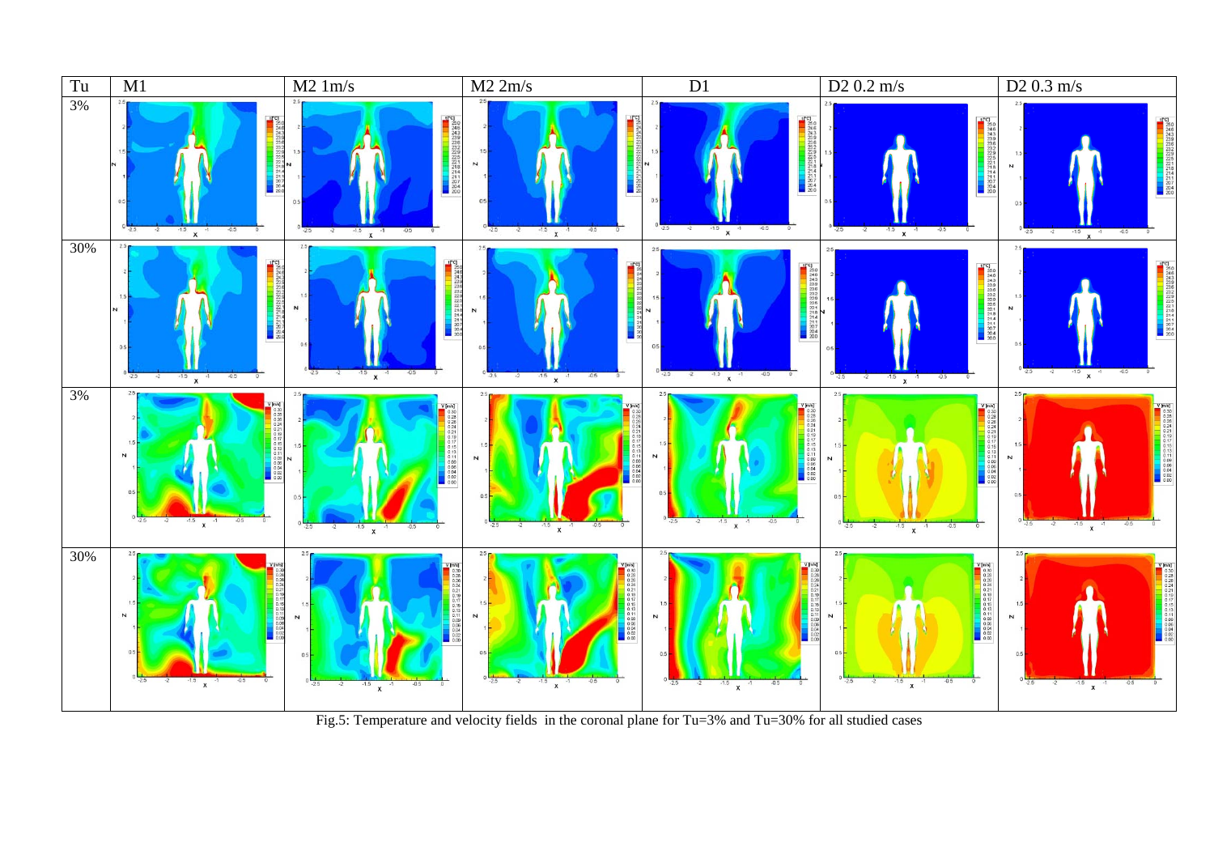| Tu | M1 | M2 1m/s | M2 2m/s | D1 | D2 0.2 m/s | D2 0.3 m/s |
|---|---|---|---|---|---|---|
| 3% | | | | | | |
| 30% | | | | | | |
| 3% | | | | | | |
| 30% | | | | | | |

Fig.5: Temperature and velocity fields in the coronal plane for Tu=3% and Tu=30% for all studied cases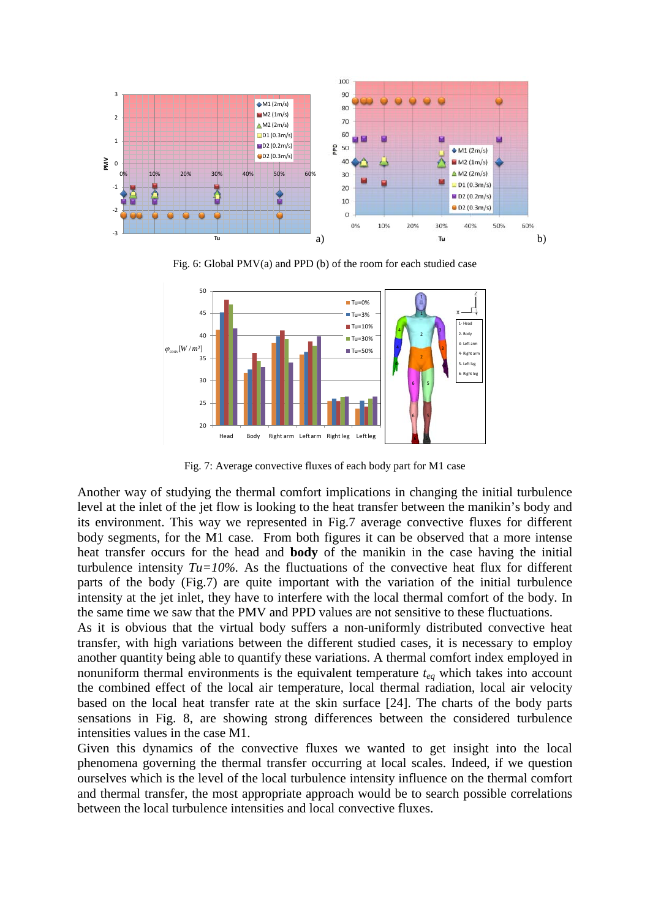Fig. 6: Global PMV(a) and PPD (b) of the room for each studied case

Fig. 7: Average convective fluxes of each body part for M1 case

Another way of studying the thermal comfort implications in changing the initial turbulence level at the inlet of the jet flow is looking to the heat transfer between the manikin's body and its environment. This way we represented in Fig.7 average convective fluxes for different body segments, for the M1 case. From both figures it can be observed that a more intense heat transfer occurs for the head and **body** of the manikin in the case having the initial turbulence intensity *Tu=10%*. As the fluctuations of the convective heat flux for different parts of the body (Fig.7) are quite important with the variation of the initial turbulence intensity at the jet inlet, they have to interfere with the local thermal comfort of the body. In the same time we saw that the PMV and PPD values are not sensitive to these fluctuations.

As it is obvious that the virtual body suffers a non-uniformly distributed convective heat transfer, with high variations between the different studied cases, it is necessary to employ another quantity being able to quantify these variations. A thermal comfort index employed in nonuniform thermal environments is the equivalent temperature $t_{eq}$ which takes into account the combined effect of the local air temperature, local thermal radiation, local air velocity based on the local heat transfer rate at the skin surface [24]. The charts of the body parts sensations in Fig. 8, are showing strong differences between the considered turbulence intensities values in the case M1.

Given this dynamics of the convective fluxes we wanted to get insight into the local phenomena governing the thermal transfer occurring at local scales. Indeed, if we question ourselves which is the level of the local turbulence intensity influence on the thermal comfort and thermal transfer, the most appropriate approach would be to search possible correlations between the local turbulence intensities and local convective fluxes.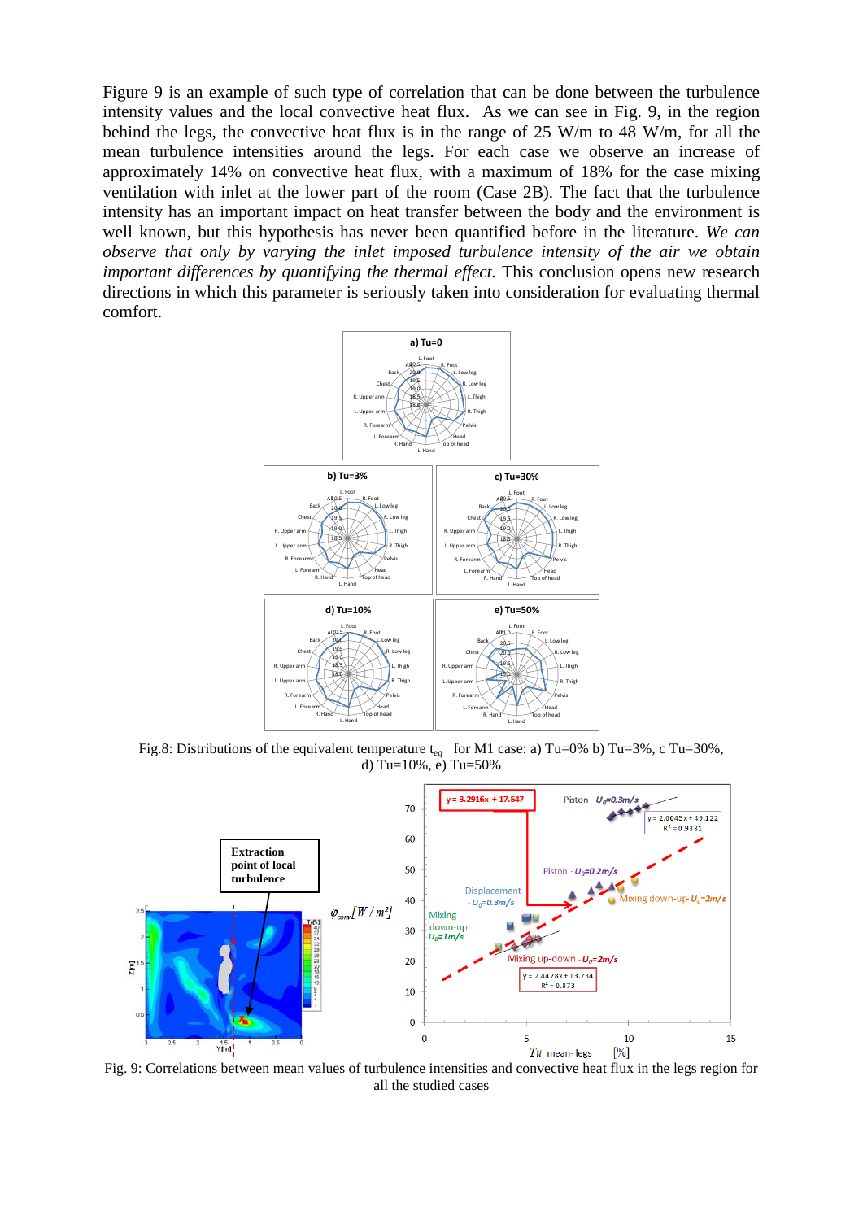Figure 9 is an example of such type of correlation that can be done between the turbulence intensity values and the local convective heat flux. As we can see in Fig. 9, in the region behind the legs, the convective heat flux is in the range of 25 W/m to 48 W/m, for all the mean turbulence intensities around the legs. For each case we observe an increase of approximately 14% on convective heat flux, with a maximum of 18% for the case mixing ventilation with inlet at the lower part of the room (Case 2B). The fact that the turbulence intensity has an important impact on heat transfer between the body and the environment is well known, but this hypothesis has never been quantified before in the literature. *We can observe that only by varying the inlet imposed turbulence intensity of the air we obtain important differences by quantifying the thermal effect.* This conclusion opens new research directions in which this parameter is seriously taken into consideration for evaluating thermal comfort.

Fig.8: Distributions of the equivalent temperature $t_{eq}$ for M1 case: a) Tu=0% b) Tu=3%, c Tu=30%, d) Tu=10%, e) Tu=50%

Fig. 9: Correlations between mean values of turbulence intensities and convective heat flux in the legs region for all the studied cases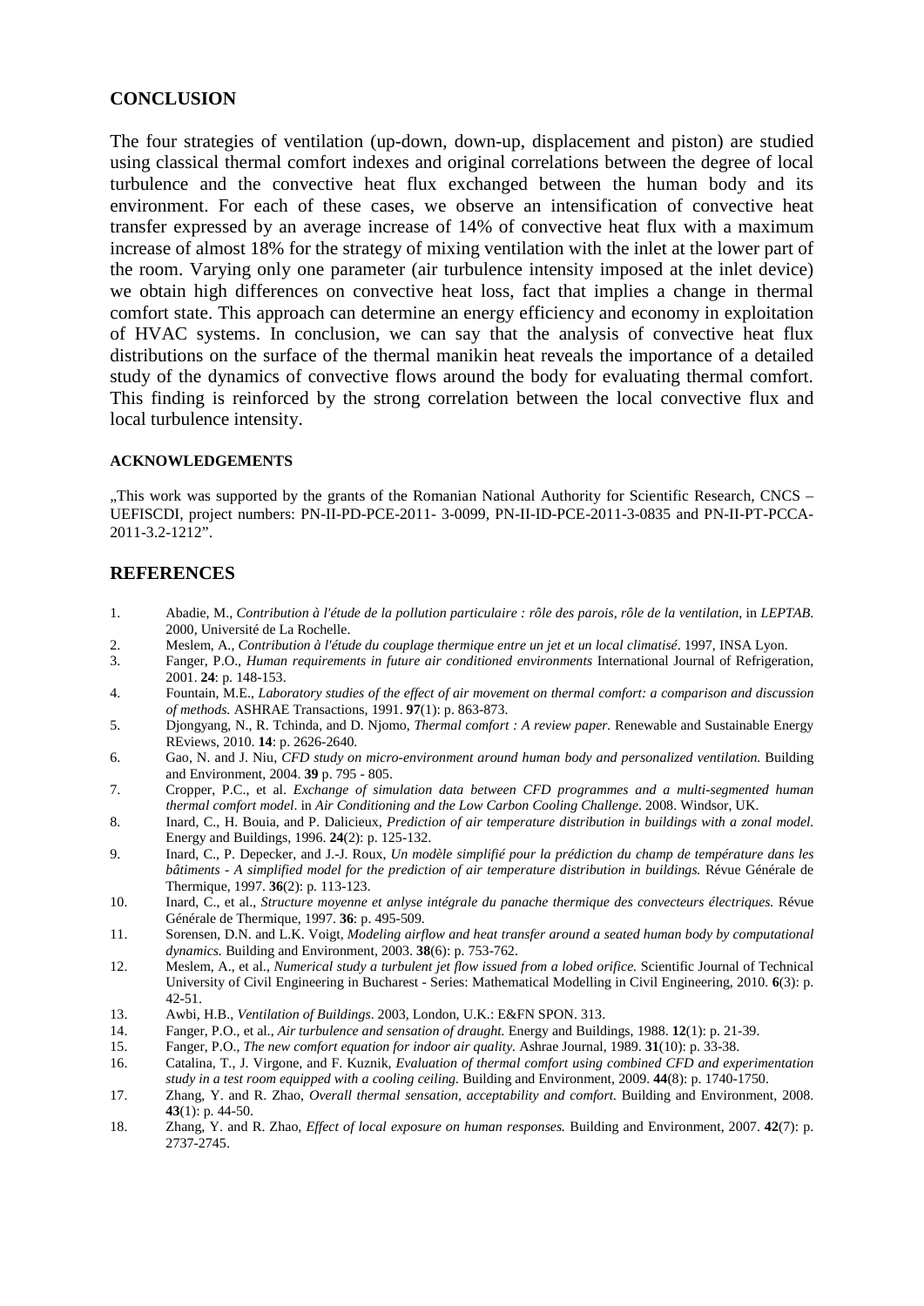## CONCLUSION

The four strategies of ventilation (up-down, down-up, displacement and piston) are studied using classical thermal comfort indexes and original correlations between the degree of local turbulence and the convective heat flux exchanged between the human body and its environment. For each of these cases, we observe an intensification of convective heat transfer expressed by an average increase of 14% of convective heat flux with a maximum increase of almost 18% for the strategy of mixing ventilation with the inlet at the lower part of the room. Varying only one parameter (air turbulence intensity imposed at the inlet device) we obtain high differences on convective heat loss, fact that implies a change in thermal comfort state. This approach can determine an energy efficiency and economy in exploitation of HVAC systems. In conclusion, we can say that the analysis of convective heat flux distributions on the surface of the thermal manikin heat reveals the importance of a detailed study of the dynamics of convective flows around the body for evaluating thermal comfort. This finding is reinforced by the strong correlation between the local convective flux and local turbulence intensity.

#### ACKNOWLEDGEMENTS

„This work was supported by the grants of the Romanian National Authority for Scientific Research, CNCS – UEFISCDI, project numbers: PN-II-PD-PCE-2011- 3-0099, PN-II-ID-PCE-2011-3-0835 and PN-II-PT-PCCA-2011-3.2-1212".

## REFERENCES

1. Abadie, M., *Contribution à l'étude de la pollution particulaire : rôle des parois, rôle de la ventilation*, in *LEPTAB*. 2000, Université de La Rochelle.
2. Meslem, A., *Contribution à l'étude du couplage thermique entre un jet et un local climatisé*. 1997, INSA Lyon.
3. Fanger, P.O., *Human requirements in future air conditioned environments* International Journal of Refrigeration, 2001. **24**: p. 148-153.
4. Fountain, M.E., *Laboratory studies of the effect of air movement on thermal comfort: a comparison and discussion of methods.* ASHRAE Transactions, 1991. **97**(1): p. 863-873.
5. Djongyang, N., R. Tchinda, and D. Njomo, *Thermal comfort : A review paper.* Renewable and Sustainable Energy REviews, 2010. **14**: p. 2626-2640.
6. Gao, N. and J. Niu, *CFD study on micro-environment around human body and personalized ventilation.* Building and Environment, 2004. **39** p. 795 - 805.
7. Cropper, P.C., et al. *Exchange of simulation data between CFD programmes and a multi-segmented human thermal comfort model*. in *Air Conditioning and the Low Carbon Cooling Challenge*. 2008. Windsor, UK.
8. Inard, C., H. Bouia, and P. Dalicieux, *Prediction of air temperature distribution in buildings with a zonal model.* Energy and Buildings, 1996. **24**(2): p. 125-132.
9. Inard, C., P. Depecker, and J.-J. Roux, *Un modèle simplifié pour la prédiction du champ de température dans les bâtiments - A simplified model for the prediction of air temperature distribution in buildings.* Révue Générale de Thermique, 1997. **36**(2): p. 113-123.
10. Inard, C., et al., *Structure moyenne et anlyse intégrale du panache thermique des convecteurs électriques.* Révue Générale de Thermique, 1997. **36**: p. 495-509.
11. Sorensen, D.N. and L.K. Voigt, *Modeling airflow and heat transfer around a seated human body by computational dynamics.* Building and Environment, 2003. **38**(6): p. 753-762.
12. Meslem, A., et al., *Numerical study a turbulent jet flow issued from a lobed orifice.* Scientific Journal of Technical University of Civil Engineering in Bucharest - Series: Mathematical Modelling in Civil Engineering, 2010. **6**(3): p. 42-51.
13. Awbi, H.B., *Ventilation of Buildings*. 2003, London, U.K.: E&FN SPON. 313.
14. Fanger, P.O., et al., *Air turbulence and sensation of draught.* Energy and Buildings, 1988. **12**(1): p. 21-39.
15. Fanger, P.O., *The new comfort equation for indoor air quality.* Ashrae Journal, 1989. **31**(10): p. 33-38.
16. Catalina, T., J. Virgone, and F. Kuznik, *Evaluation of thermal comfort using combined CFD and experimentation study in a test room equipped with a cooling ceiling.* Building and Environment, 2009. **44**(8): p. 1740-1750.
17. Zhang, Y. and R. Zhao, *Overall thermal sensation, acceptability and comfort.* Building and Environment, 2008. **43**(1): p. 44-50.
18. Zhang, Y. and R. Zhao, *Effect of local exposure on human responses.* Building and Environment, 2007. **42**(7): p. 2737-2745.